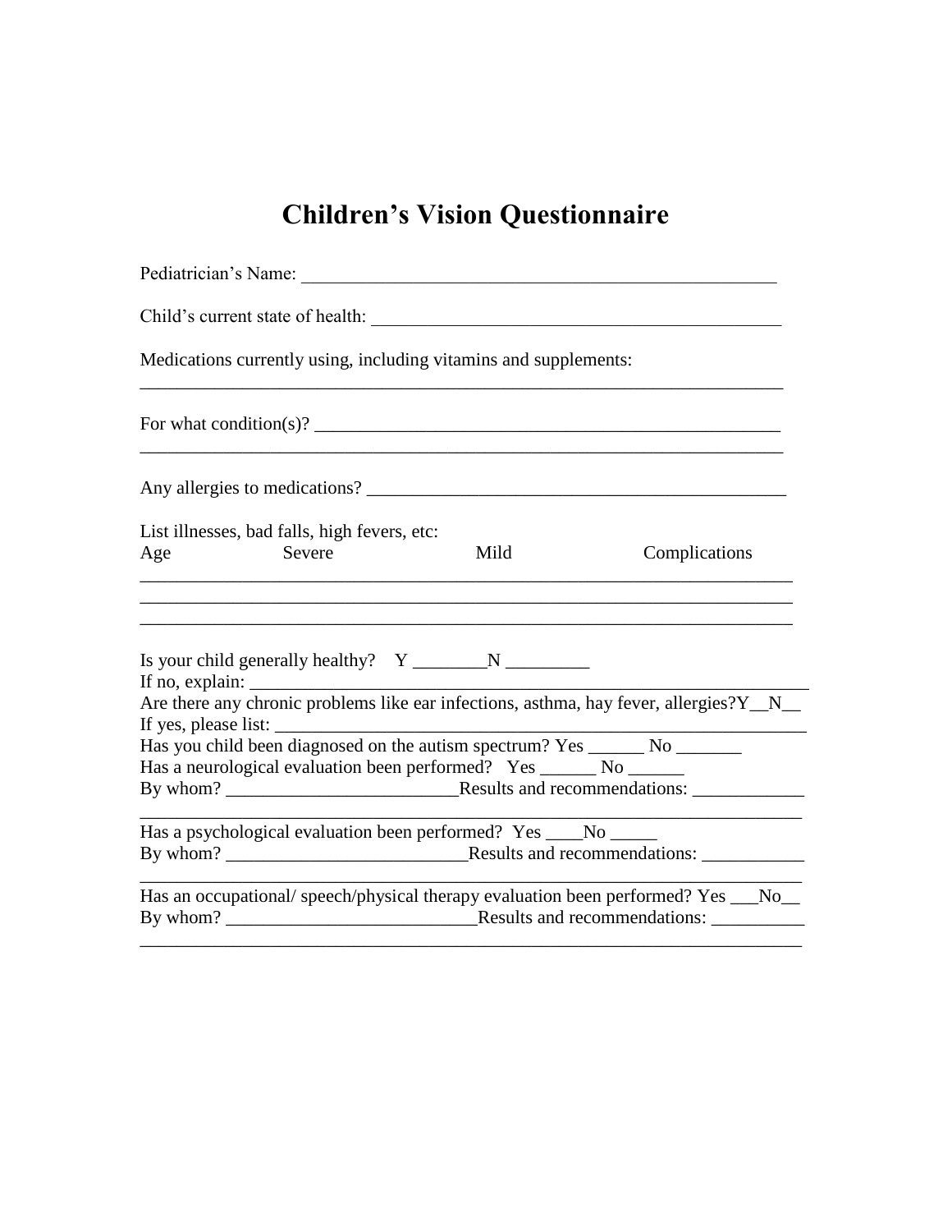# Children's Vision Questionnaire

Pediatrician's Name: ____________________________________________________

Child's current state of health: ____________________________________________

Medications currently using, including vitamins and supplements:
______________________________________________________________________

For what condition(s)? ___________________________________________________
______________________________________________________________________

Any allergies to medications? ______________________________________________

List illnesses, bad falls, high fevers, etc:

| Age | Severe | Mild | Complications |
|---|---|---|---|
| | | | |
| | | | |
| | | | |

Is your child generally healthy?   Y ________N _________
If no, explain: _____________________________________________________________
Are there any chronic problems like ear infections, asthma, hay fever, allergies?Y__N__
If yes, please list: __________________________________________________________
Has you child been diagnosed on the autism spectrum? Yes ______ No _______
Has a neurological evaluation been performed?   Yes ______ No ______
By whom? _________________________Results and recommendations: ____________
______________________________________________________________________
Has a psychological evaluation been performed?  Yes ____No _____
By whom? __________________________Results and recommendations: ___________
______________________________________________________________________
Has an occupational/ speech/physical therapy evaluation been performed? Yes ___No__
By whom? ___________________________Results and recommendations: __________
______________________________________________________________________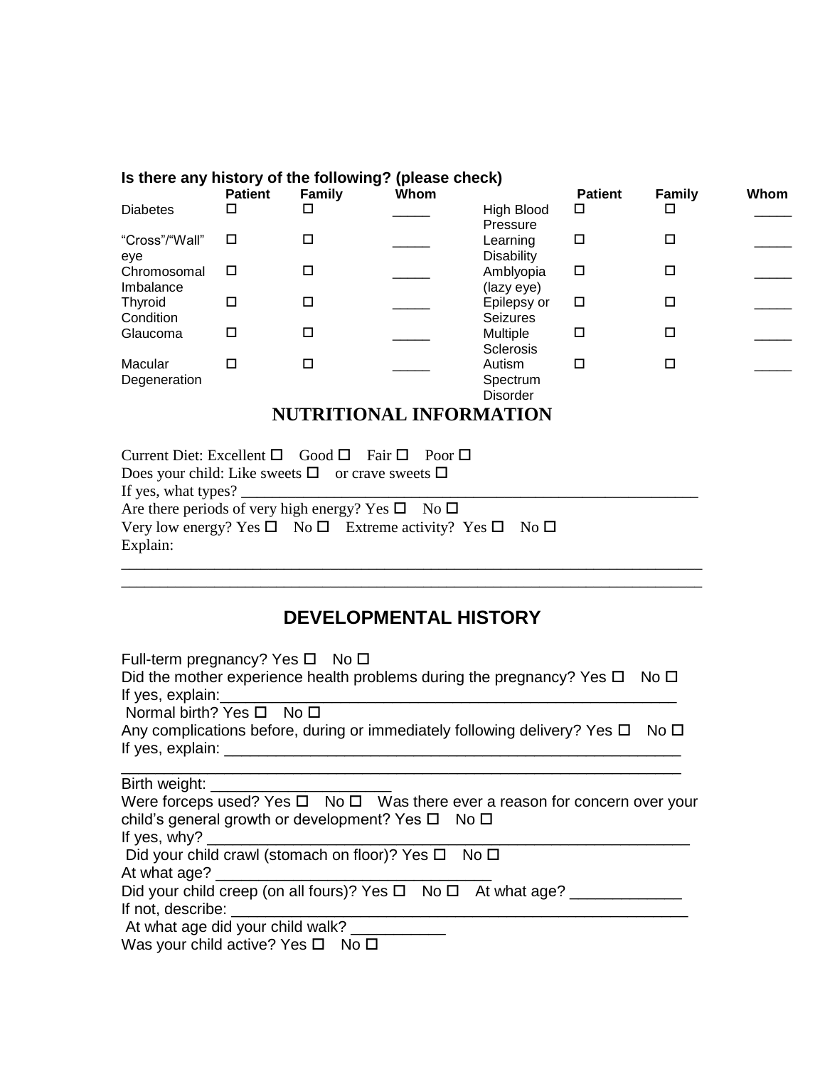**Is there any history of the following? (please check)**

| | Patient | Family | Whom | | Patient | Family | Whom |
|---|---|---|---|---|---|---|---|
| Diabetes | ☐ | ☐ | _____ | High Blood Pressure | ☐ | ☐ | _____ |
| "Cross"/"Wall" eye | ☐ | ☐ | _____ | Learning Disability | ☐ | ☐ | _____ |
| Chromosomal Imbalance | ☐ | ☐ | _____ | Amblyopia (lazy eye) | ☐ | ☐ | _____ |
| Thyroid Condition | ☐ | ☐ | _____ | Epilepsy or Seizures | ☐ | ☐ | _____ |
| Glaucoma | ☐ | ☐ | _____ | Multiple Sclerosis | ☐ | ☐ | _____ |
| Macular Degeneration | ☐ | ☐ | _____ | Autism Spectrum Disorder | ☐ | ☐ | _____ |

## NUTRITIONAL INFORMATION

Current Diet: Excellent ☐ Good ☐ Fair ☐ Poor ☐
Does your child: Like sweets ☐ or crave sweets ☐
If yes, what types? ____________________________________________________________
Are there periods of very high energy? Yes ☐ No ☐
Very low energy? Yes ☐ No ☐ Extreme activity? Yes ☐ No ☐
Explain:
______________________________________________________________________
______________________________________________________________________

## DEVELOPMENTAL HISTORY

Full-term pregnancy? Yes ☐ No ☐
Did the mother experience health problems during the pregnancy? Yes ☐ No ☐
If yes, explain:______________________________________________________
Normal birth? Yes ☐ No ☐
Any complications before, during or immediately following delivery? Yes ☐ No ☐
If yes, explain: ______________________________________________________
______________________________________________________________________
Birth weight: ____________________
Were forceps used? Yes ☐ No ☐ Was there ever a reason for concern over your child's general growth or development? Yes ☐ No ☐
If yes, why? __________________________________________________________
Did your child crawl (stomach on floor)? Yes ☐ No ☐
At what age? ______________________________
Did your child creep (on all fours)? Yes ☐ No ☐ At what age? _____________
If not, describe: ______________________________________________________
At what age did your child walk? ___________
Was your child active? Yes ☐ No ☐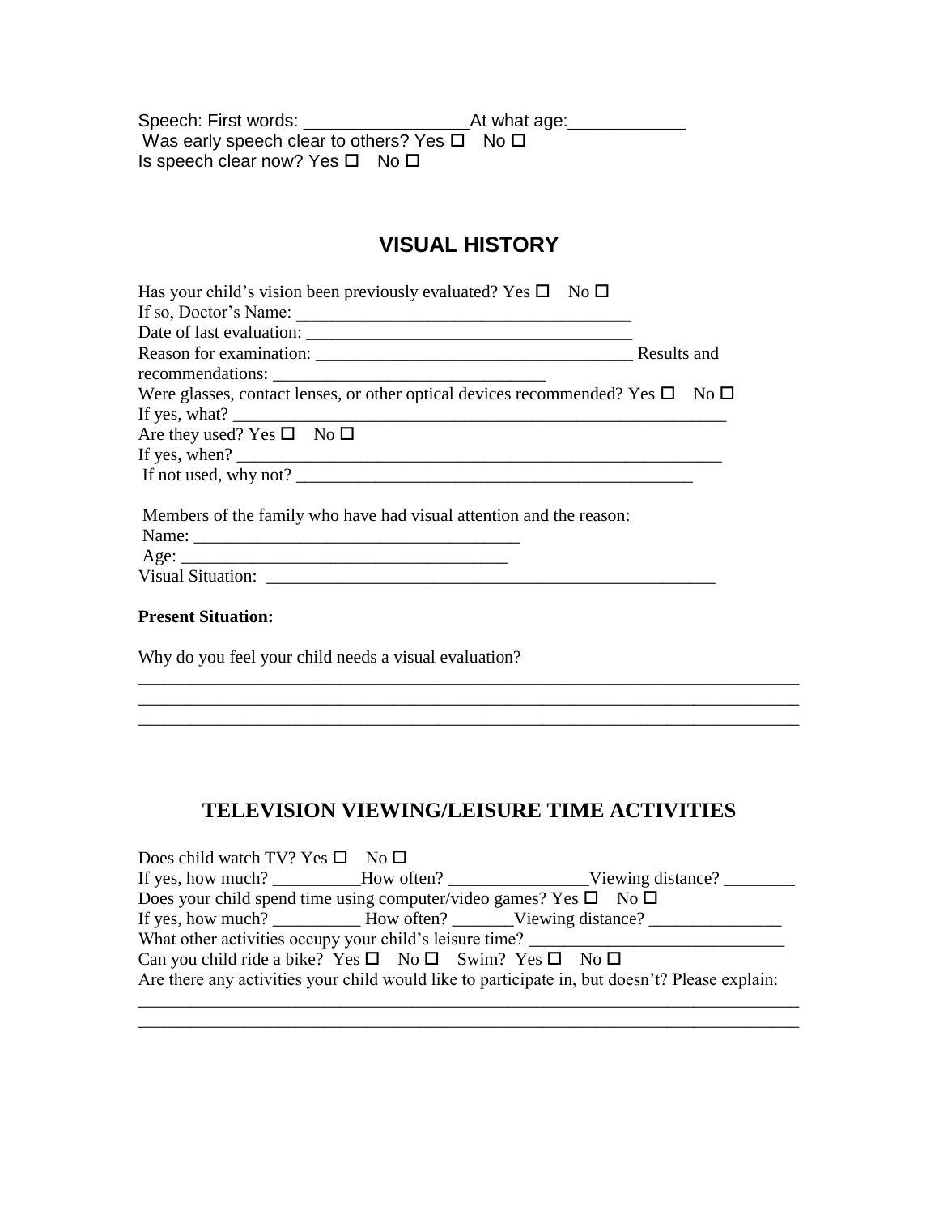Speech: First words: _________________At what age:____________
Was early speech clear to others? Yes ☐ No ☐
Is speech clear now? Yes ☐ No ☐

## VISUAL HISTORY

Has your child's vision been previously evaluated? Yes ☐ No ☐
If so, Doctor's Name: _______________________________________
Date of last evaluation: _____________________________________
Reason for examination: ____________________________________ Results and recommendations: _______________________________
Were glasses, contact lenses, or other optical devices recommended? Yes ☐ No ☐
If yes, what? ___________________________________________________________
Are they used? Yes ☐ No ☐
If yes, when? __________________________________________________________
If not used, why not? ______________________________________________

Members of the family who have had visual attention and the reason:
Name: ______________________________________
Age: ______________________________________
Visual Situation: _____________________________________________________

**Present Situation:**

Why do you feel your child needs a visual evaluation?
______________________________________________________________________________
______________________________________________________________________________
______________________________________________________________________________

## TELEVISION VIEWING/LEISURE TIME ACTIVITIES

Does child watch TV? Yes ☐ No ☐
If yes, how much? __________How often? ________________Viewing distance? ________
Does your child spend time using computer/video games? Yes ☐ No ☐
If yes, how much? __________ How often? _______Viewing distance? _______________
What other activities occupy your child's leisure time? _____________________________
Can you child ride a bike? Yes ☐ No ☐ Swim? Yes ☐ No ☐
Are there any activities your child would like to participate in, but doesn't? Please explain:
______________________________________________________________________________
______________________________________________________________________________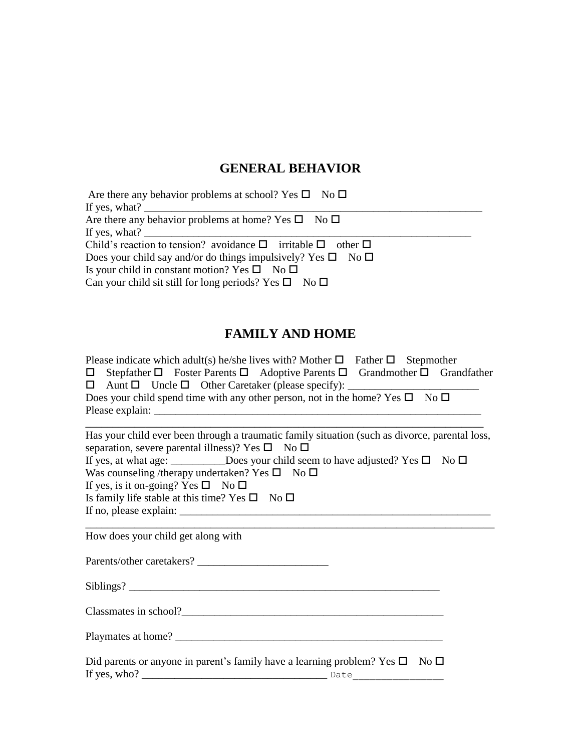## GENERAL BEHAVIOR

Are there any behavior problems at school? Yes ☐ No ☐
If yes, what? ___________________________________________________________________
Are there any behavior problems at home? Yes ☐ No ☐
If yes, what? _______________________________________________________________
Child's reaction to tension? avoidance ☐ irritable ☐ other ☐
Does your child say and/or do things impulsively? Yes ☐ No ☐
Is your child in constant motion? Yes ☐ No ☐
Can your child sit still for long periods? Yes ☐ No ☐

## FAMILY AND HOME

Please indicate which adult(s) he/she lives with? Mother ☐ Father ☐ Stepmother ☐ Stepfather ☐ Foster Parents ☐ Adoptive Parents ☐ Grandmother ☐ Grandfather ☐ Aunt ☐ Uncle ☐ Other Caretaker (please specify): ________________________
Does your child spend time with any other person, not in the home? Yes ☐ No ☐
Please explain: _______________________________________________________________
_________________________________________________________________________
Has your child ever been through a traumatic family situation (such as divorce, parental loss, separation, severe parental illness)? Yes ☐ No ☐
If yes, at what age: __________Does your child seem to have adjusted? Yes ☐ No ☐
Was counseling /therapy undertaken? Yes ☐ No ☐
If yes, is it on-going? Yes ☐ No ☐
Is family life stable at this time? Yes ☐ No ☐
If no, please explain: __________________________________________________________
_____________________________________________________________________________
How does your child get along with

Parents/other caretakers? ________________________

Siblings? ___________________________________________________________

Classmates in school?__________________________________________________

Playmates at home? ___________________________________________________

Did parents or anyone in parent's family have a learning problem? Yes ☐ No ☐
If yes, who? __________________________________ Date________________